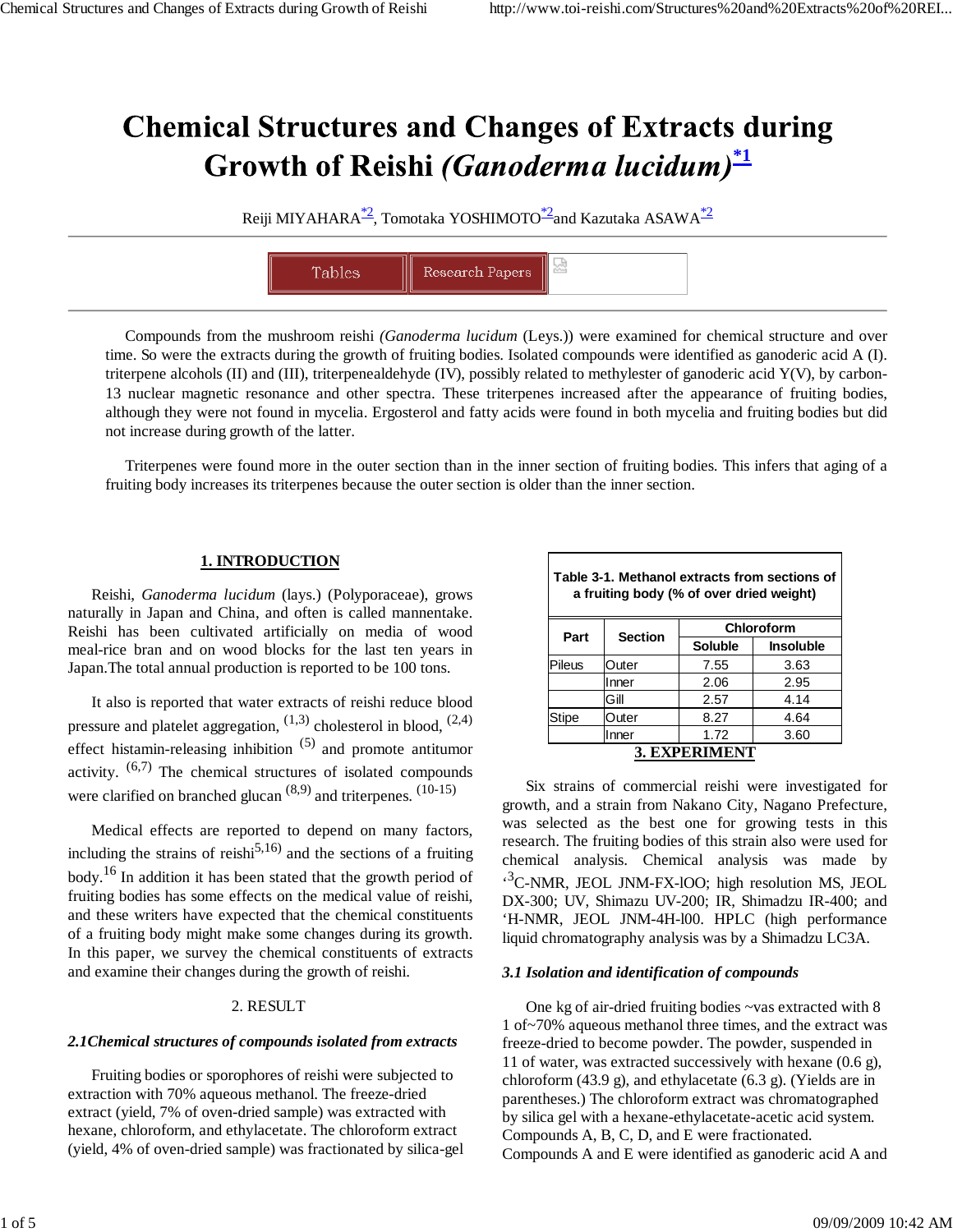# Chemical Structures and Changes of Extracts during Growth of Reishi *(Ganoderma lucidum)*[*1]

Reiji MIYAHARA[*2], Tomotaka YOSHIMOTO[*2] and Kazutaka ASAWA[*2]

Tables | Research Papers

Compounds from the mushroom reishi *(Ganoderma lucidum* (Leys.)) were examined for chemical structure and over time. So were the extracts during the growth of fruiting bodies. Isolated compounds were identified as ganoderic acid A (I). triterpene alcohols (II) and (III), triterpenealdehyde (IV), possibly related to methylester of ganoderic acid Y(V), by carbon-13 nuclear magnetic resonance and other spectra. These triterpenes increased after the appearance of fruiting bodies, although they were not found in mycelia. Ergosterol and fatty acids were found in both mycelia and fruiting bodies but did not increase during growth of the latter.

Triterpenes were found more in the outer section than in the inner section of fruiting bodies. This infers that aging of a fruiting body increases its triterpenes because the outer section is older than the inner section.

## 1. INTRODUCTION

Reishi, *Ganoderma lucidum* (lays.) (Polyporaceae), grows naturally in Japan and China, and often is called mannentake. Reishi has been cultivated artificially on media of wood meal-rice bran and on wood blocks for the last ten years in Japan.The total annual production is reported to be 100 tons.

It also is reported that water extracts of reishi reduce blood pressure and platelet aggregation, [1,3] cholesterol in blood, [2,4] effect histamin-releasing inhibition [5] and promote antitumor activity. [6,7] The chemical structures of isolated compounds were clarified on branched glucan [8,9] and triterpenes. [10-15]

Medical effects are reported to depend on many factors, including the strains of reishi[5,16] and the sections of a fruiting body.[16] In addition it has been stated that the growth period of fruiting bodies has some effects on the medical value of reishi, and these writers have expected that the chemical constituents of a fruiting body might make some changes during its growth. In this paper, we survey the chemical constituents of extracts and examine their changes during the growth of reishi.

## 2. RESULT

### *2.1Chemical structures of compounds isolated from extracts*

Fruiting bodies or sporophores of reishi were subjected to extraction with 70% aqueous methanol. The freeze-dried extract (yield, 7% of oven-dried sample) was extracted with hexane, chloroform, and ethylacetate. The chloroform extract (yield, 4% of oven-dried sample) was fractionated by silica-gel

**Table 3-1. Methanol extracts from sections of a fruiting body (% of over dried weight)**

| Part | Section | Chloroform | |
|---|---|---|---|
| | | Soluble | Insoluble |
| Pileus | Outer | 7.55 | 3.63 |
| | Inner | 2.06 | 2.95 |
| | Gill | 2.57 | 4.14 |
| Stipe | Outer | 8.27 | 4.64 |
| | Inner | 1.72 | 3.60 |

## 3. EXPERIMENT

Six strains of commercial reishi were investigated for growth, and a strain from Nakano City, Nagano Prefecture, was selected as the best one for growing tests in this research. The fruiting bodies of this strain also were used for chemical analysis. Chemical analysis was made by ‘3C-NMR, JEOL JNM-FX-lOO; high resolution MS, JEOL DX-300; UV, Shimazu UV-200; IR, Shimadzu IR-400; and ‘H-NMR, JEOL JNM-4H-l00. HPLC (high performance liquid chromatography analysis was by a Shimadzu LC3A.

### *3.1 Isolation and identification of compounds*

One kg of air-dried fruiting bodies ~vas extracted with 8 1 of~70% aqueous methanol three times, and the extract was freeze-dried to become powder. The powder, suspended in 11 of water, was extracted successively with hexane (0.6 g), chloroform (43.9 g), and ethylacetate (6.3 g). (Yields are in parentheses.) The chloroform extract was chromatographed by silica gel with a hexane-ethylacetate-acetic acid system. Compounds A, B, C, D, and E were fractionated. Compounds A and E were identified as ganoderic acid A and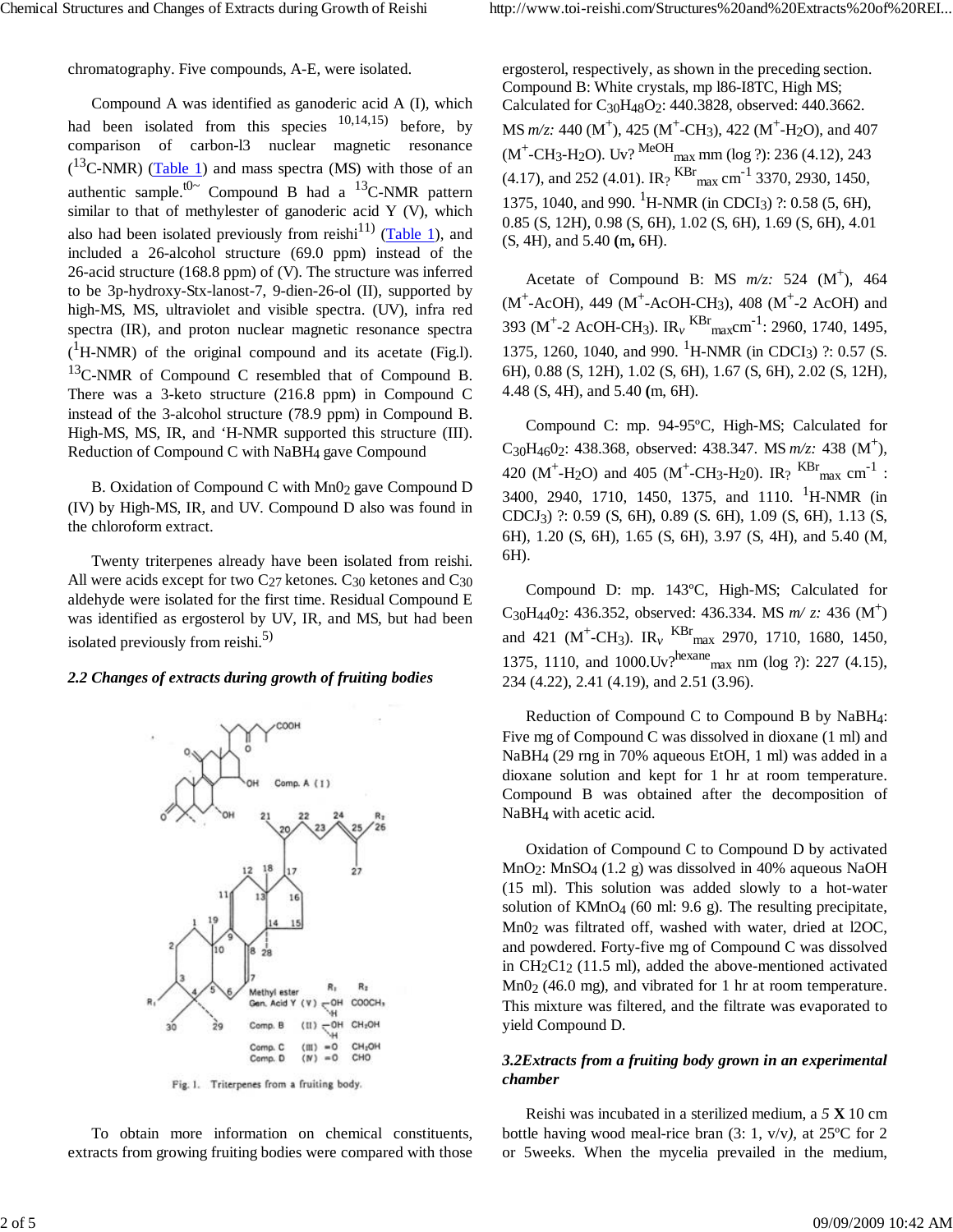chromatography. Five compounds, A-E, were isolated.

Compound A was identified as ganoderic acid A (I), which had been isolated from this species [10,14,15] before, by comparison of carbon-l3 nuclear magnetic resonance ($^{13}$C-NMR) (Table 1) and mass spectra (MS) with those of an authentic sample.[t0~] Compound B had a $^{13}$C-NMR pattern similar to that of methylester of ganoderic acid Y (V), which also had been isolated previously from reishi[11)] (Table 1), and included a 26-alcohol structure (69.0 ppm) instead of the 26-acid structure (168.8 ppm) of (V). The structure was inferred to be 3p-hydroxy-Stx-lanost-7, 9-dien-26-ol (II), supported by high-MS, MS, ultraviolet and visible spectra. (UV), infra red spectra (IR), and proton nuclear magnetic resonance spectra ($^{1}$H-NMR) of the original compound and its acetate (Fig.l). $^{13}$C-NMR of Compound C resembled that of Compound B. There was a 3-keto structure (216.8 ppm) in Compound C instead of the 3-alcohol structure (78.9 ppm) in Compound B. High-MS, MS, IR, and 'H-NMR supported this structure (III). Reduction of Compound C with $NaBH_4$ gave Compound

B. Oxidation of Compound C with $Mn0_2$ gave Compound D (IV) by High-MS, IR, and UV. Compound D also was found in the chloroform extract.

Twenty triterpenes already have been isolated from reishi. All were acids except for two $C_{27}$ ketones. $C_{30}$ ketones and $C_{30}$ aldehyde were isolated for the first time. Residual Compound E was identified as ergosterol by UV, IR, and MS, but had been isolated previously from reishi.[5)]

### *2.2 Changes of extracts during growth of fruiting bodies*

Fig. 1. Triterpenes from a fruiting body.

To obtain more information on chemical constituents, extracts from growing fruiting bodies were compared with those ergosterol, respectively, as shown in the preceding section.

Compound B: White crystals, mp l86-I8TC, High MS; Calculated for $C_{30}H_{48}O_2$: 440.3828, observed: 440.3662. MS *m/z:* 440 ($M^+$), 425 ($M^+$-$CH_3$), 422 ($M^+$-$H_2O$), and 407 ($M^+$-$CH_3$-$H_2O$). Uv? $^{MeOH}{}_{max}$ mm (log ?): 236 (4.12), 243 (4.17), and 252 (4.01). IR? $^{KBr}{}_{max}$ $cm^{-1}$ 3370, 2930, 1450, 1375, 1040, and 990. $^{1}$H-NMR (in $CDCl_3$) ?: 0.58 (5, 6H), 0.85 (S, 12H), 0.98 (S, 6H), 1.02 (S, 6H), 1.69 (S, 6H), 4.01 (S, 4H), and 5.40 **(**m**,** 6H).

Acetate of Compound B: MS *m/z:* 524 ($M^+$), 464 ($M^+$-AcOH), 449 ($M^+$-AcOH-$CH_3$), 408 ($M^+$-2 AcOH) and 393 ($M^+$-2 AcOH-$CH_3$). $IR_\nu$ $^{KBr}{}_{max}$$cm^{-1}$: 2960, 1740, 1495, 1375, 1260, 1040, and 990. $^{1}$H-NMR (in $CDCl_3$) ?: 0.57 (S. 6H), 0.88 (S, 12H), 1.02 (S, 6H), 1.67 (S, 6H), 2.02 (S, 12H), 4.48 (S, 4H), and 5.40 **(**m, 6H).

Compound C: mp. 94-95ºC, High-MS; Calculated for $C_{30}H_{46}0_2$: 438.368, observed: 438.347. MS *m/z:* 438 ($M^+$), 420 ($M^+$-$H_2O$) and 405 ($M^+$-$CH_3$-$H_20$). IR? $^{KBr}{}_{max}$ $cm^{-1}$ : 3400, 2940, 1710, 1450, 1375, and 1110. $^{1}$H-NMR (in $CDCJ_3$) ?: 0.59 (S, 6H), 0.89 (S. 6H), 1.09 (S, 6H), 1.13 (S, 6H), 1.20 (S, 6H), 1.65 (S, 6H), 3.97 (S, 4H), and 5.40 (M, 6H).

Compound D: mp. 143ºC, High-MS; Calculated for $C_{30}H_{44}0_2$: 436.352, observed: 436.334. MS *m/ z:* 436 ($M^+$) and 421 ($M^+$-$CH_3$). $IR_\nu$ $^{KBr}{}_{max}$ 2970, 1710, 1680, 1450, 1375, 1110, and 1000.Uv?$^{hexane}{}_{max}$ nm (log ?): 227 (4.15), 234 (4.22), 2.41 (4.19), and 2.51 (3.96).

Reduction of Compound C to Compound B by $NaBH_4$: Five mg of Compound C was dissolved in dioxane (1 ml) and $NaBH_4$ (29 rng in 70% aqueous EtOH, 1 ml) was added in a dioxane solution and kept for 1 hr at room temperature. Compound B was obtained after the decomposition of $NaBH_4$ with acetic acid.

Oxidation of Compound C to Compound D by activated $MnO_2$: $MnSO_4$ (1.2 g) was dissolved in 40% aqueous NaOH (15 ml). This solution was added slowly to a hot-water solution of $KMnO_4$ (60 ml: 9.6 g). The resulting precipitate, $Mn0_2$ was filtrated off, washed with water, dried at l2OC, and powdered. Forty-five mg of Compound C was dissolved in $CH_2C1_2$ (11.5 ml), added the above-mentioned activated $Mn0_2$ (46.0 mg), and vibrated for 1 hr at room temperature. This mixture was filtered, and the filtrate was evaporated to yield Compound D.

### *3.2Extracts from a fruiting body grown in an experimental chamber*

Reishi was incubated in a sterilized medium, a *5* **X** 10 cm bottle having wood meal-rice bran (3: 1, v/v*),* at 25ºC for 2 or 5weeks. When the mycelia prevailed in the medium,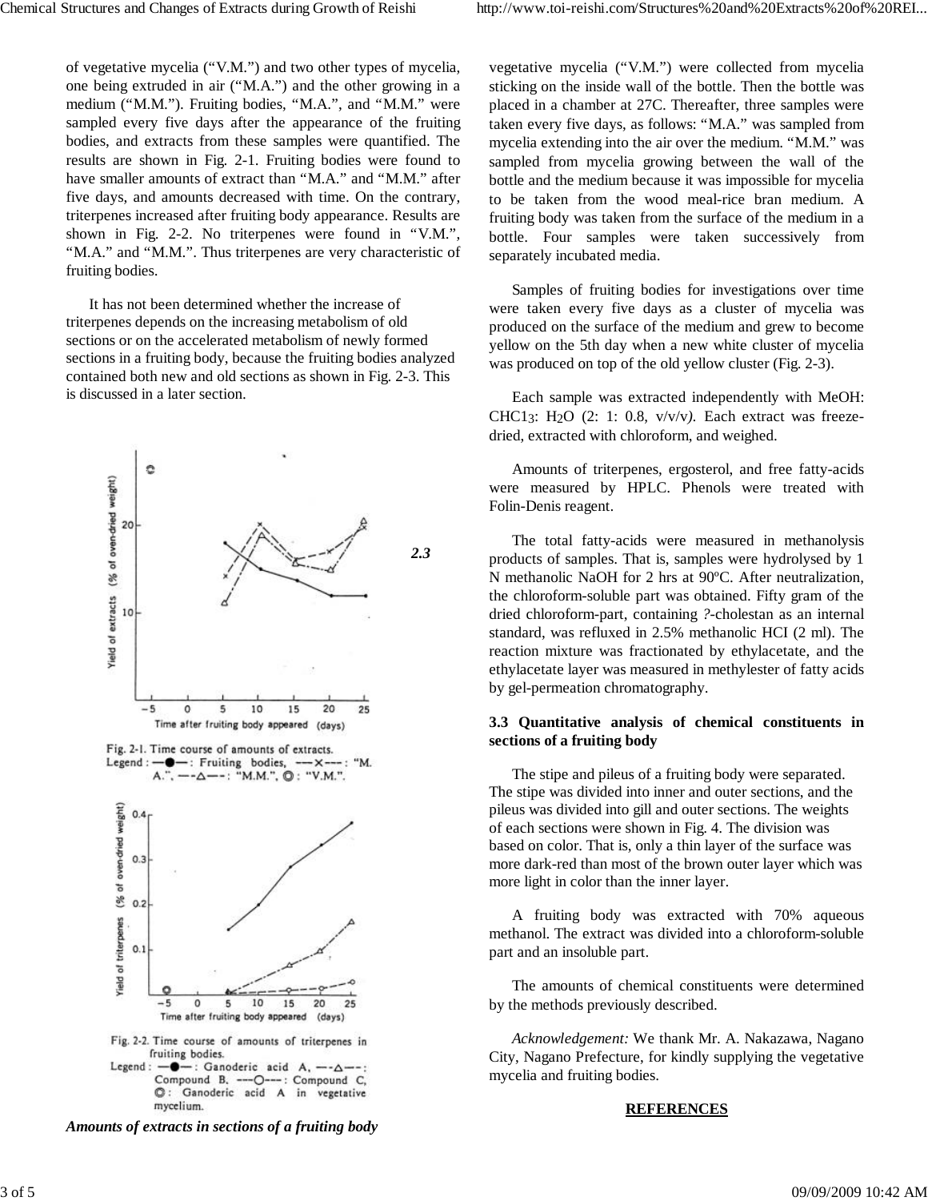of vegetative mycelia ("V.M.") and two other types of mycelia, one being extruded in air ("M.A.") and the other growing in a medium ("M.M."). Fruiting bodies, "M.A.", and "M.M." were sampled every five days after the appearance of the fruiting bodies, and extracts from these samples were quantified. The results are shown in Fig. 2-1. Fruiting bodies were found to have smaller amounts of extract than "M.A." and "M.M." after five days, and amounts decreased with time. On the contrary, triterpenes increased after fruiting body appearance. Results are shown in Fig. 2-2. No triterpenes were found in "V.M.", "M.A." and "M.M.". Thus triterpenes are very characteristic of fruiting bodies.

It has not been determined whether the increase of triterpenes depends on the increasing metabolism of old sections or on the accelerated metabolism of newly formed sections in a fruiting body, because the fruiting bodies analyzed contained both new and old sections as shown in Fig. 2-3. This is discussed in a later section.

Fig. 2-1. Time course of amounts of extracts. Legend : —●—: Fruiting bodies, ---×---: "M. A.", —-△—-: "M.M.", ◎: "V.M.".

Fig. 2-2. Time course of amounts of triterpenes in fruiting bodies. Legend : —●—: Ganoderic acid A, —-△—-: Compound B, ---○---: Compound C, ◎: Ganoderic acid A in vegetative mycelium.

***2.3 Amounts of extracts in sections of a fruiting body***

vegetative mycelia ("V.M.") were collected from mycelia sticking on the inside wall of the bottle. Then the bottle was placed in a chamber at 27C. Thereafter, three samples were taken every five days, as follows: "M.A." was sampled from mycelia extending into the air over the medium. "M.M." was sampled from mycelia growing between the wall of the bottle and the medium because it was impossible for mycelia to be taken from the wood meal-rice bran medium. A fruiting body was taken from the surface of the medium in a bottle. Four samples were taken successively from separately incubated media.

Samples of fruiting bodies for investigations over time were taken every five days as a cluster of mycelia was produced on the surface of the medium and grew to become yellow on the 5th day when a new white cluster of mycelia was produced on top of the old yellow cluster (Fig. 2-3).

Each sample was extracted independently with MeOH: $CHC1_3$: $H_2O$ (2: 1: 0.8, v/v/v). Each extract was freeze-dried, extracted with chloroform, and weighed.

Amounts of triterpenes, ergosterol, and free fatty-acids were measured by HPLC. Phenols were treated with Folin-Denis reagent.

The total fatty-acids were measured in methanolysis products of samples. That is, samples were hydrolysed by 1 N methanolic NaOH for 2 hrs at 90ºC. After neutralization, the chloroform-soluble part was obtained. Fifty gram of the dried chloroform-part, containing ?-cholestan as an internal standard, was refluxed in 2.5% methanolic HCI (2 ml). The reaction mixture was fractionated by ethylacetate, and the ethylacetate layer was measured in methylester of fatty acids by gel-permeation chromatography.

### 3.3 Quantitative analysis of chemical constituents in sections of a fruiting body

The stipe and pileus of a fruiting body were separated. The stipe was divided into inner and outer sections, and the pileus was divided into gill and outer sections. The weights of each sections were shown in Fig. 4. The division was based on color. That is, only a thin layer of the surface was more dark-red than most of the brown outer layer which was more light in color than the inner layer.

A fruiting body was extracted with 70% aqueous methanol. The extract was divided into a chloroform-soluble part and an insoluble part.

The amounts of chemical constituents were determined by the methods previously described.

*Acknowledgement:* We thank Mr. A. Nakazawa, Nagano City, Nagano Prefecture, for kindly supplying the vegetative mycelia and fruiting bodies.

**REFERENCES**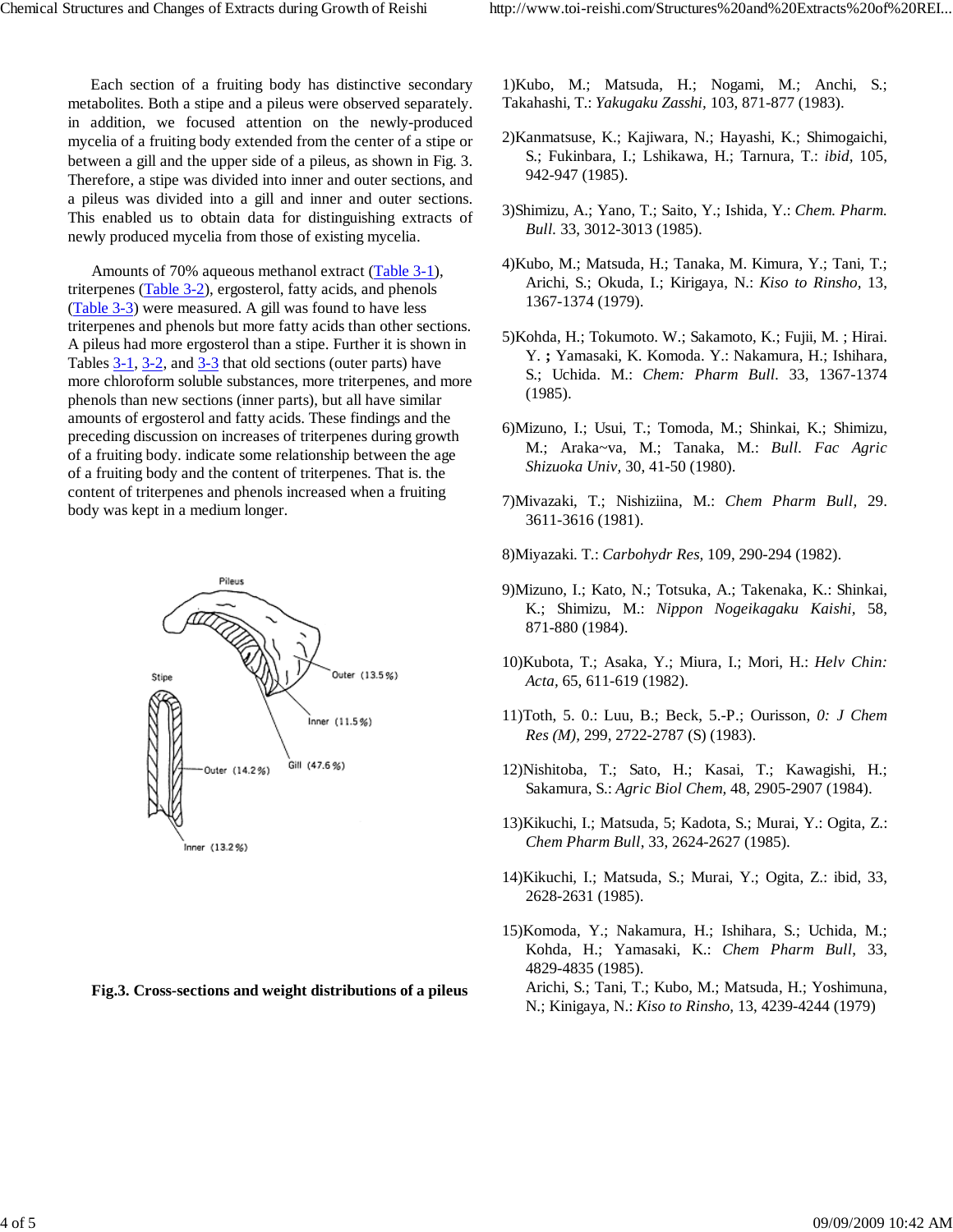Each section of a fruiting body has distinctive secondary metabolites. Both a stipe and a pileus were observed separately. in addition, we focused attention on the newly-produced mycelia of a fruiting body extended from the center of a stipe or between a gill and the upper side of a pileus, as shown in Fig. 3. Therefore, a stipe was divided into inner and outer sections, and a pileus was divided into a gill and inner and outer sections. This enabled us to obtain data for distinguishing extracts of newly produced mycelia from those of existing mycelia.

Amounts of 70% aqueous methanol extract (Table 3-1), triterpenes (Table 3-2), ergosterol, fatty acids, and phenols (Table 3-3) were measured. A gill was found to have less triterpenes and phenols but more fatty acids than other sections. A pileus had more ergosterol than a stipe. Further it is shown in Tables 3-1, 3-2, and 3-3 that old sections (outer parts) have more chloroform soluble substances, more triterpenes, and more phenols than new sections (inner parts), but all have similar amounts of ergosterol and fatty acids. These findings and the preceding discussion on increases of triterpenes during growth of a fruiting body. indicate some relationship between the age of a fruiting body and the content of triterpenes. That is. the content of triterpenes and phenols increased when a fruiting body was kept in a medium longer.

Pileus

Stipe

Outer (13.5%)

Inner (11.5%)

Outer (14.2%)

Gill (47.6%)

Inner (13.2%)

**Fig.3. Cross-sections and weight distributions of a pileus**

1)Kubo, M.; Matsuda, H.; Nogami, M.; Anchi, S.; Takahashi, T.: *Yakugaku Zasshi*, 103, 871-877 (1983).

2)Kanmatsuse, K.; Kajiwara, N.; Hayashi, K.; Shimogaichi, S.; Fukinbara, I.; Lshikawa, H.; Tarnura, T.: *ibid*, 105, 942-947 (1985).

3)Shimizu, A.; Yano, T.; Saito, Y.; Ishida, Y.: *Chem. Pharm. Bull.* 33, 3012-3013 (1985).

4)Kubo, M.; Matsuda, H.; Tanaka, M. Kimura, Y.; Tani, T.; Arichi, S.; Okuda, I.; Kirigaya, N.: *Kiso to Rinsho*, 13, 1367-1374 (1979).

5)Kohda, H.; Tokumoto. W.; Sakamoto, K.; Fujii, M. ; Hirai. Y. **;** Yamasaki, K. Komoda. Y.: Nakamura, H.; Ishihara, S.; Uchida. M.: *Chem: Pharm Bull.* 33, 1367-1374 (1985).

6)Mizuno, I.; Usui, T.; Tomoda, M.; Shinkai, K.; Shimizu, M.; Araka~va, M.; Tanaka, M.: *Bull. Fac Agric Shizuoka Univ*, 30, 41-50 (1980).

7)Mivazaki, T.; Nishiziina, M.: *Chem Pharm Bull*, 29. 3611-3616 (1981).

8)Miyazaki. T.: *Carbohydr Res*, 109, 290-294 (1982).

9)Mizuno, I.; Kato, N.; Totsuka, A.; Takenaka, K.: Shinkai, K.; Shimizu, M.: *Nippon Nogeikagaku Kaishi*, 58, 871-880 (1984).

10)Kubota, T.; Asaka, Y.; Miura, I.; Mori, H.: *Helv Chin: Acta*, 65, 611-619 (1982).

11)Toth, 5. 0.: Luu, B.; Beck, 5.-P.; Ourisson, *0: J Chem Res (M)*, 299, 2722-2787 (S) (1983).

12)Nishitoba, T.; Sato, H.; Kasai, T.; Kawagishi, H.; Sakamura, S.: *Agric Biol Chem*, 48, 2905-2907 (1984).

13)Kikuchi, I.; Matsuda, 5; Kadota, S.; Murai, Y.: Ogita, Z.: *Chem Pharm Bull*, 33, 2624-2627 (1985).

14)Kikuchi, I.; Matsuda, S.; Murai, Y.; Ogita, Z.: ibid, 33, 2628-2631 (1985).

15)Komoda, Y.; Nakamura, H.; Ishihara, S.; Uchida, M.; Kohda, H.; Yamasaki, K.: *Chem Pharm Bull*, 33, 4829-4835 (1985).
Arichi, S.; Tani, T.; Kubo, M.; Matsuda, H.; Yoshimuna, N.; Kinigaya, N.: *Kiso to Rinsho*, 13, 4239-4244 (1979)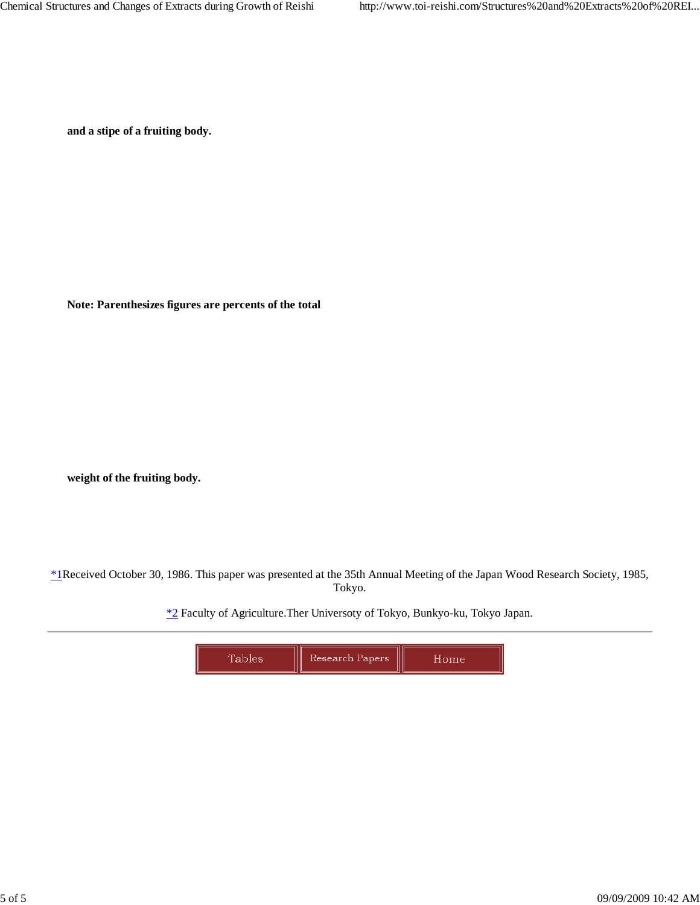**and a stipe of a fruiting body.**

**Note: Parenthesizes figures are percents of the total**

**weight of the fruiting body.**

*1Received October 30, 1986. This paper was presented at the 35th Annual Meeting of the Japan Wood Research Society, 1985, Tokyo.

*2 Faculty of Agriculture.Ther Universoty of Tokyo, Bunkyo-ku, Tokyo Japan.

---

Tables | Research Papers | Home